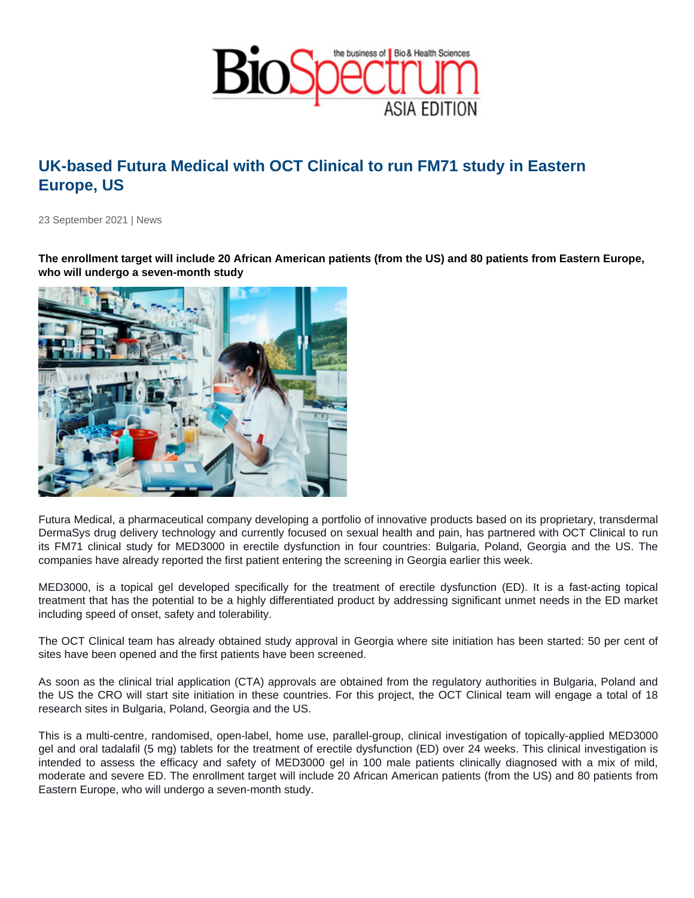# UK-based Futura Medical with OCT Clinical to run FM71 study in Eastern Europe, US

23 September 2021 | News

**The enrollment target will include 20 African American patients (from the US) and 80 patients from Eastern Europe, who will undergo a seven-month study**

Futura Medical, a pharmaceutical company developing a portfolio of innovative products based on its proprietary, transdermal DermaSys drug delivery technology and currently focused on sexual health and pain, has partnered with OCT Clinical to run its FM71 clinical study for MED3000 in erectile dysfunction in four countries: Bulgaria, Poland, Georgia and the US. The companies have already reported the first patient entering the screening in Georgia earlier this week.

MED3000, is a topical gel developed specifically for the treatment of erectile dysfunction (ED). It is a fast-acting topical treatment that has the potential to be a highly differentiated product by addressing significant unmet needs in the ED market including speed of onset, safety and tolerability.

The OCT Clinical team has already obtained study approval in Georgia where site initiation has been started: 50 per cent of sites have been opened and the first patients have been screened.

As soon as the clinical trial application (CTA) approvals are obtained from the regulatory authorities in Bulgaria, Poland and the US the CRO will start site initiation in these countries. For this project, the OCT Clinical team will engage a total of 18 research sites in Bulgaria, Poland, Georgia and the US.

This is a multi-centre, randomised, open-label, home use, parallel-group, clinical investigation of topically-applied MED3000 gel and oral tadalafil (5 mg) tablets for the treatment of erectile dysfunction (ED) over 24 weeks. This clinical investigation is intended to assess the efficacy and safety of MED3000 gel in 100 male patients clinically diagnosed with a mix of mild, moderate and severe ED. The enrollment target will include 20 African American patients (from the US) and 80 patients from Eastern Europe, who will undergo a seven-month study.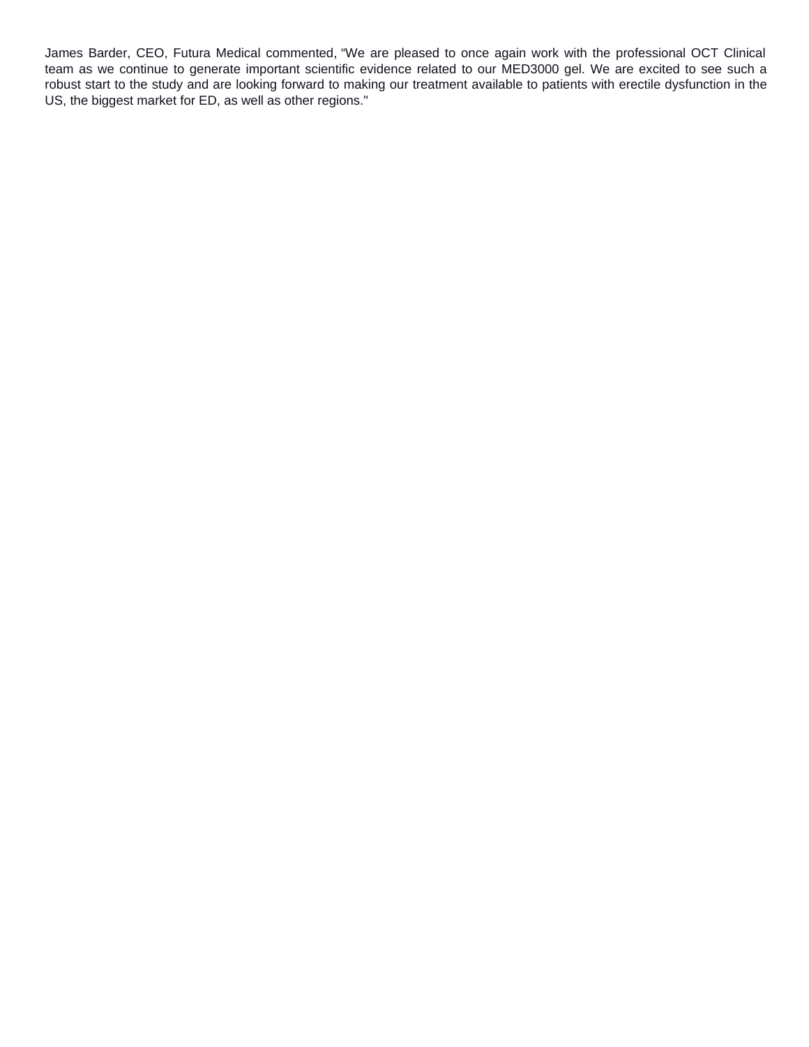James Barder, CEO, Futura Medical commented, “We are pleased to once again work with the professional OCT Clinical team as we continue to generate important scientific evidence related to our MED3000 gel. We are excited to see such a robust start to the study and are looking forward to making our treatment available to patients with erectile dysfunction in the US, the biggest market for ED, as well as other regions."